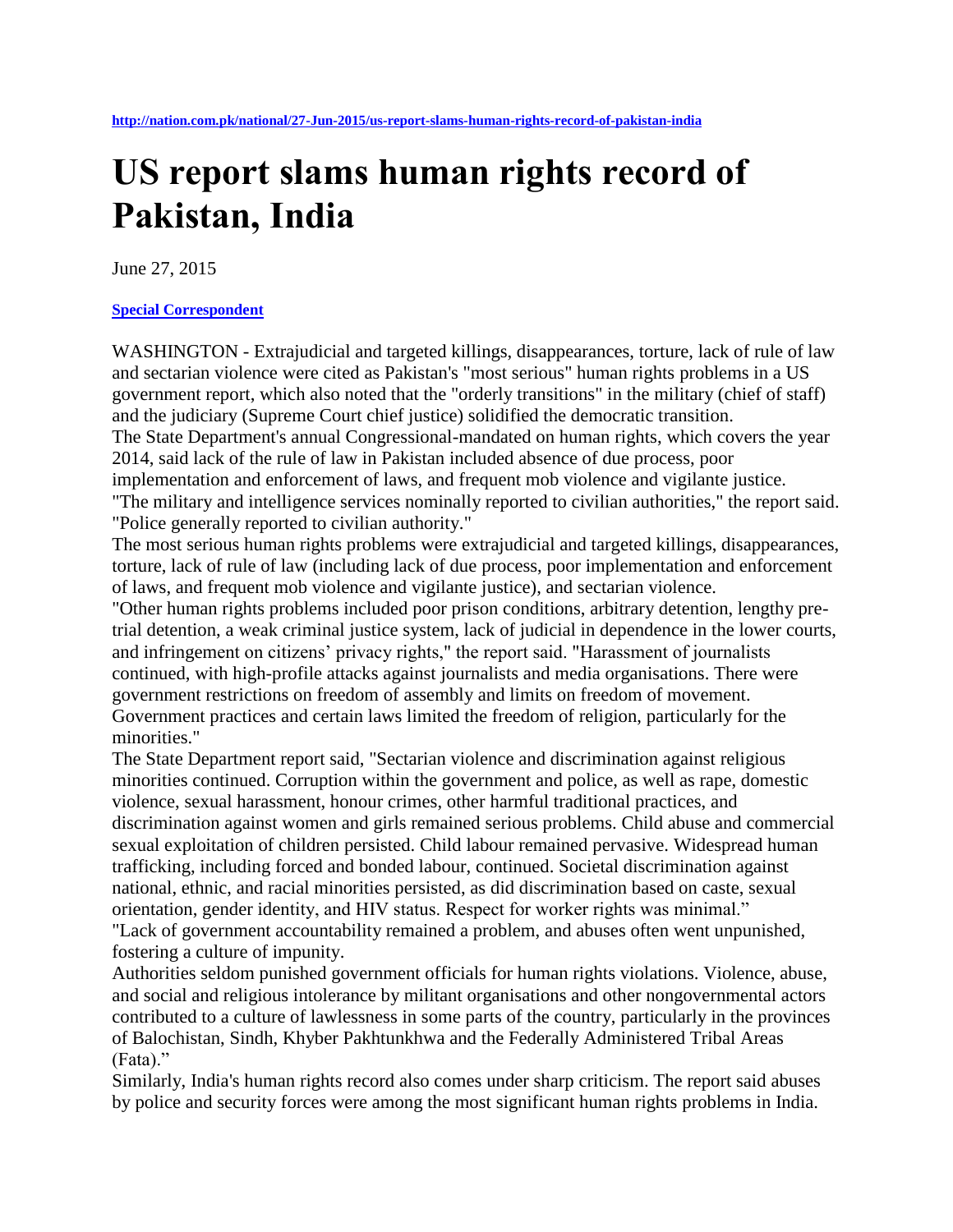http://nation.com.pk/national/27-Jun-2015/us-report-slams-human-rights-record-of-pakistan-india

# US report slams human rights record of Pakistan, India

June 27, 2015

**Special Correspondent**

WASHINGTON - Extrajudicial and targeted killings, disappearances, torture, lack of rule of law and sectarian violence were cited as Pakistan's "most serious" human rights problems in a US government report, which also noted that the "orderly transitions" in the military (chief of staff) and the judiciary (Supreme Court chief justice) solidified the democratic transition.

The State Department's annual Congressional-mandated on human rights, which covers the year 2014, said lack of the rule of law in Pakistan included absence of due process, poor implementation and enforcement of laws, and frequent mob violence and vigilante justice.

"The military and intelligence services nominally reported to civilian authorities," the report said. "Police generally reported to civilian authority."

The most serious human rights problems were extrajudicial and targeted killings, disappearances, torture, lack of rule of law (including lack of due process, poor implementation and enforcement of laws, and frequent mob violence and vigilante justice), and sectarian violence.

"Other human rights problems included poor prison conditions, arbitrary detention, lengthy pre-trial detention, a weak criminal justice system, lack of judicial in dependence in the lower courts, and infringement on citizens' privacy rights," the report said. "Harassment of journalists continued, with high-profile attacks against journalists and media organisations. There were government restrictions on freedom of assembly and limits on freedom of movement. Government practices and certain laws limited the freedom of religion, particularly for the minorities."

The State Department report said, "Sectarian violence and discrimination against religious minorities continued. Corruption within the government and police, as well as rape, domestic violence, sexual harassment, honour crimes, other harmful traditional practices, and discrimination against women and girls remained serious problems. Child abuse and commercial sexual exploitation of children persisted. Child labour remained pervasive. Widespread human trafficking, including forced and bonded labour, continued. Societal discrimination against national, ethnic, and racial minorities persisted, as did discrimination based on caste, sexual orientation, gender identity, and HIV status. Respect for worker rights was minimal."

"Lack of government accountability remained a problem, and abuses often went unpunished, fostering a culture of impunity.

Authorities seldom punished government officials for human rights violations. Violence, abuse, and social and religious intolerance by militant organisations and other nongovernmental actors contributed to a culture of lawlessness in some parts of the country, particularly in the provinces of Balochistan, Sindh, Khyber Pakhtunkhwa and the Federally Administered Tribal Areas (Fata)."

Similarly, India's human rights record also comes under sharp criticism. The report said abuses by police and security forces were among the most significant human rights problems in India.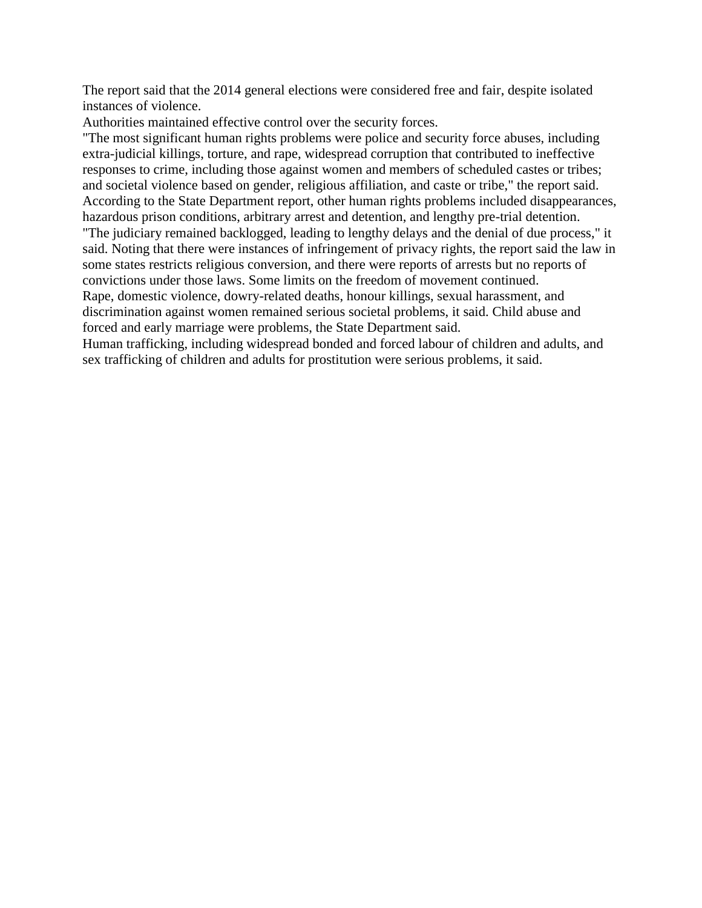The report said that the 2014 general elections were considered free and fair, despite isolated instances of violence.

Authorities maintained effective control over the security forces.

"The most significant human rights problems were police and security force abuses, including extra-judicial killings, torture, and rape, widespread corruption that contributed to ineffective responses to crime, including those against women and members of scheduled castes or tribes; and societal violence based on gender, religious affiliation, and caste or tribe," the report said.

According to the State Department report, other human rights problems included disappearances, hazardous prison conditions, arbitrary arrest and detention, and lengthy pre-trial detention.

"The judiciary remained backlogged, leading to lengthy delays and the denial of due process," it said. Noting that there were instances of infringement of privacy rights, the report said the law in some states restricts religious conversion, and there were reports of arrests but no reports of convictions under those laws. Some limits on the freedom of movement continued.

Rape, domestic violence, dowry-related deaths, honour killings, sexual harassment, and discrimination against women remained serious societal problems, it said. Child abuse and forced and early marriage were problems, the State Department said.

Human trafficking, including widespread bonded and forced labour of children and adults, and sex trafficking of children and adults for prostitution were serious problems, it said.